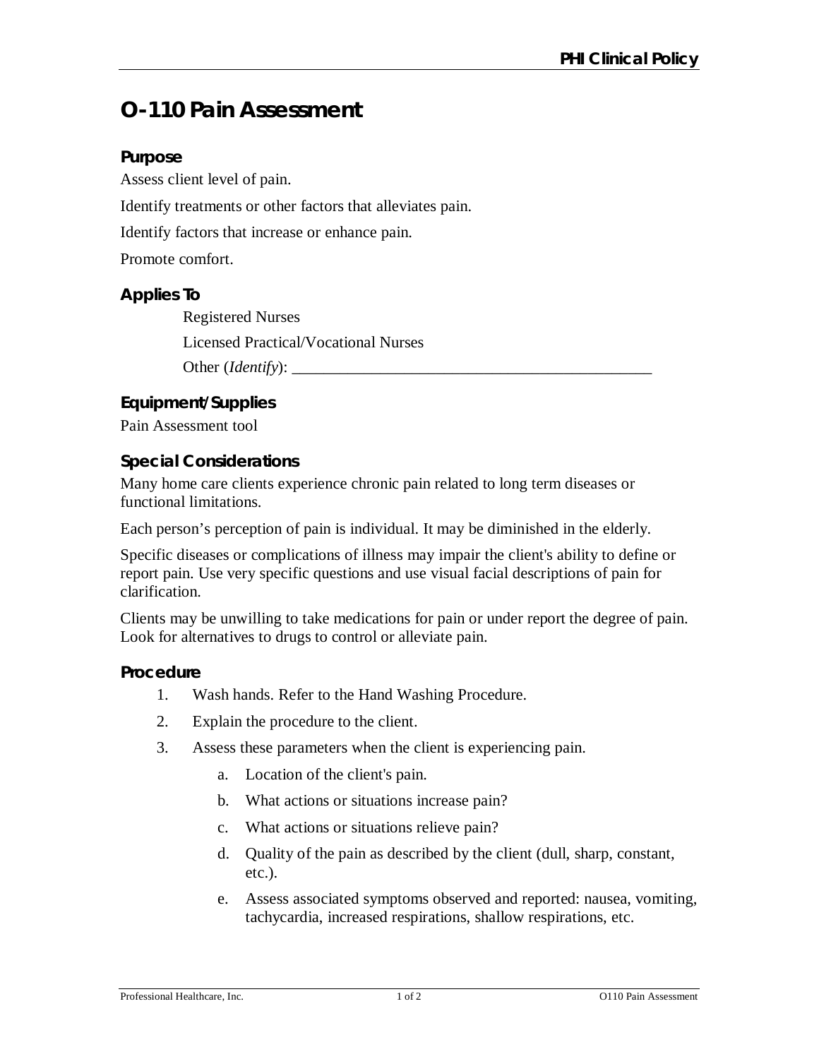# O-110 Pain Assessment

## Purpose

Assess client level of pain.

Identify treatments or other factors that alleviates pain.

Identify factors that increase or enhance pain.

Promote comfort.

## Applies To

Registered Nurses

Licensed Practical/Vocational Nurses

Other (*Identify*): ______________________________________________

## Equipment/Supplies

Pain Assessment tool

## Special Considerations

Many home care clients experience chronic pain related to long term diseases or functional limitations.

Each person's perception of pain is individual. It may be diminished in the elderly.

Specific diseases or complications of illness may impair the client's ability to define or report pain. Use very specific questions and use visual facial descriptions of pain for clarification.

Clients may be unwilling to take medications for pain or under report the degree of pain. Look for alternatives to drugs to control or alleviate pain.

## Procedure

1. Wash hands. Refer to the Hand Washing Procedure.
2. Explain the procedure to the client.
3. Assess these parameters when the client is experiencing pain.
    a. Location of the client's pain.
    b. What actions or situations increase pain?
    c. What actions or situations relieve pain?
    d. Quality of the pain as described by the client (dull, sharp, constant, etc.).
    e. Assess associated symptoms observed and reported: nausea, vomiting, tachycardia, increased respirations, shallow respirations, etc.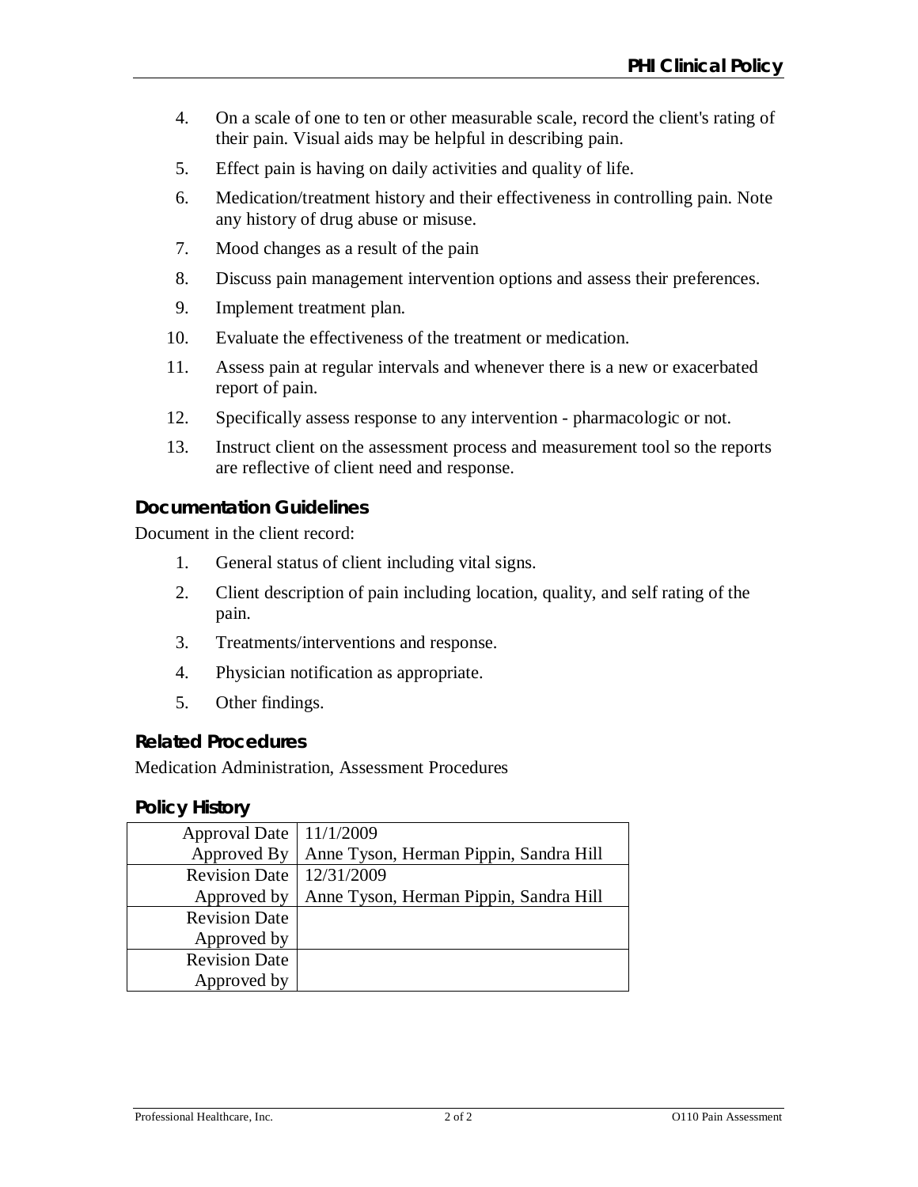4. On a scale of one to ten or other measurable scale, record the client's rating of their pain. Visual aids may be helpful in describing pain.
5. Effect pain is having on daily activities and quality of life.
6. Medication/treatment history and their effectiveness in controlling pain. Note any history of drug abuse or misuse.
7. Mood changes as a result of the pain
8. Discuss pain management intervention options and assess their preferences.
9. Implement treatment plan.
10. Evaluate the effectiveness of the treatment or medication.
11. Assess pain at regular intervals and whenever there is a new or exacerbated report of pain.
12. Specifically assess response to any intervention - pharmacologic or not.
13. Instruct client on the assessment process and measurement tool so the reports are reflective of client need and response.

## Documentation Guidelines

Document in the client record:

1. General status of client including vital signs.
2. Client description of pain including location, quality, and self rating of the pain.
3. Treatments/interventions and response.
4. Physician notification as appropriate.
5. Other findings.

## Related Procedures

Medication Administration, Assessment Procedures

## Policy History

| | |
|---|---|
| Approval Date | 11/1/2009 |
| Approved By | Anne Tyson, Herman Pippin, Sandra Hill |
| Revision Date | 12/31/2009 |
| Approved by | Anne Tyson, Herman Pippin, Sandra Hill |
| Revision Date | |
| Approved by | |
| Revision Date | |
| Approved by | |